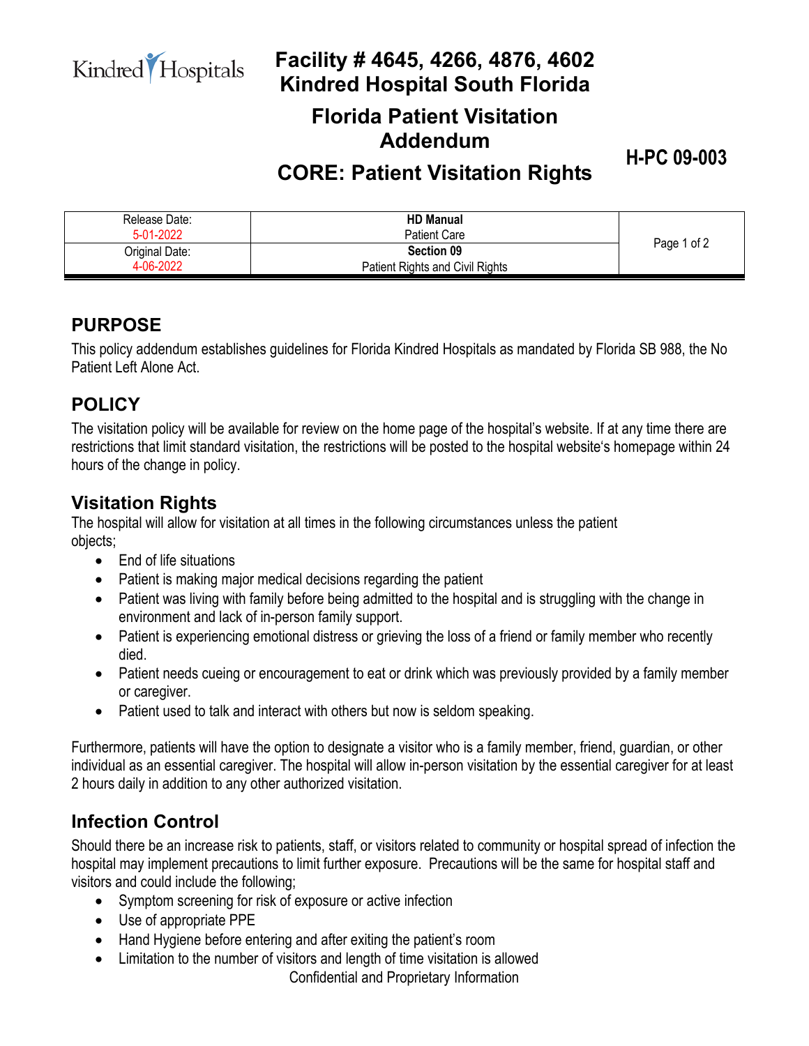Kindred Hospitals

# Facility # 4645, 4266, 4876, 4602
# Kindred Hospital South Florida
# Florida Patient Visitation Addendum
# CORE: Patient Visitation Rights

**H-PC 09-003**

| Release Date: 5-01-2022 | **HD Manual** Patient Care | Page 1 of 2 |
|---|---|---|
| Original Date: 4-06-2022 | **Section 09** Patient Rights and Civil Rights | |

## PURPOSE

This policy addendum establishes guidelines for Florida Kindred Hospitals as mandated by Florida SB 988, the No Patient Left Alone Act.

## POLICY

The visitation policy will be available for review on the home page of the hospital's website. If at any time there are restrictions that limit standard visitation, the restrictions will be posted to the hospital website's homepage within 24 hours of the change in policy.

## Visitation Rights

The hospital will allow for visitation at all times in the following circumstances unless the patient objects;

- End of life situations
- Patient is making major medical decisions regarding the patient
- Patient was living with family before being admitted to the hospital and is struggling with the change in environment and lack of in-person family support.
- Patient is experiencing emotional distress or grieving the loss of a friend or family member who recently died.
- Patient needs cueing or encouragement to eat or drink which was previously provided by a family member or caregiver.
- Patient used to talk and interact with others but now is seldom speaking.

Furthermore, patients will have the option to designate a visitor who is a family member, friend, guardian, or other individual as an essential caregiver. The hospital will allow in-person visitation by the essential caregiver for at least 2 hours daily in addition to any other authorized visitation.

## Infection Control

Should there be an increase risk to patients, staff, or visitors related to community or hospital spread of infection the hospital may implement precautions to limit further exposure. Precautions will be the same for hospital staff and visitors and could include the following;

- Symptom screening for risk of exposure or active infection
- Use of appropriate PPE
- Hand Hygiene before entering and after exiting the patient's room
- Limitation to the number of visitors and length of time visitation is allowed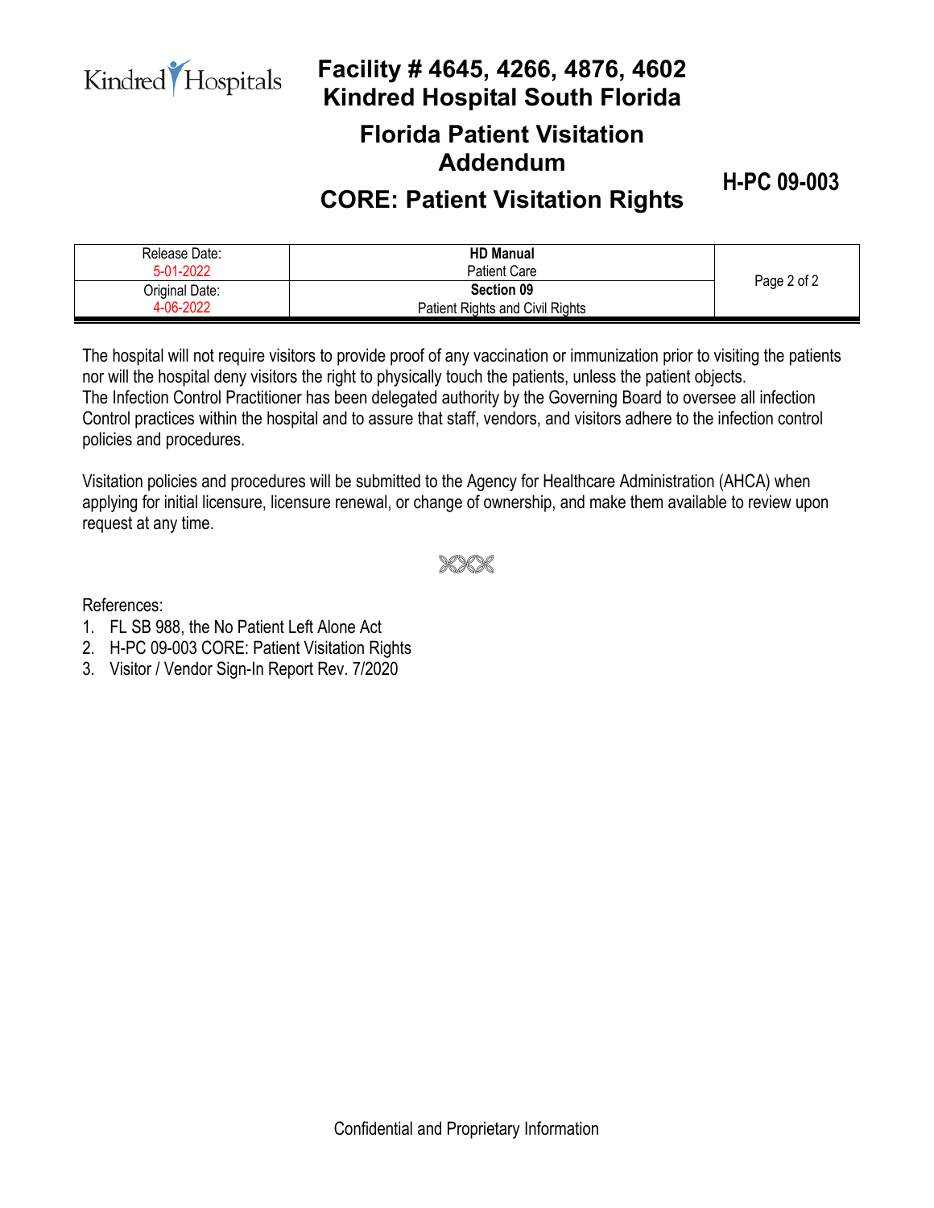The hospital will not require visitors to provide proof of any vaccination or immunization prior to visiting the patients nor will the hospital deny visitors the right to physically touch the patients, unless the patient objects.
The Infection Control Practitioner has been delegated authority by the Governing Board to oversee all infection Control practices within the hospital and to assure that staff, vendors, and visitors adhere to the infection control policies and procedures.

Visitation policies and procedures will be submitted to the Agency for Healthcare Administration (AHCA) when applying for initial licensure, licensure renewal, or change of ownership, and make them available to review upon request at any time.

References:

1. FL SB 988, the No Patient Left Alone Act
2. H-PC 09-003 CORE: Patient Visitation Rights
3. Visitor / Vendor Sign-In Report Rev. 7/2020